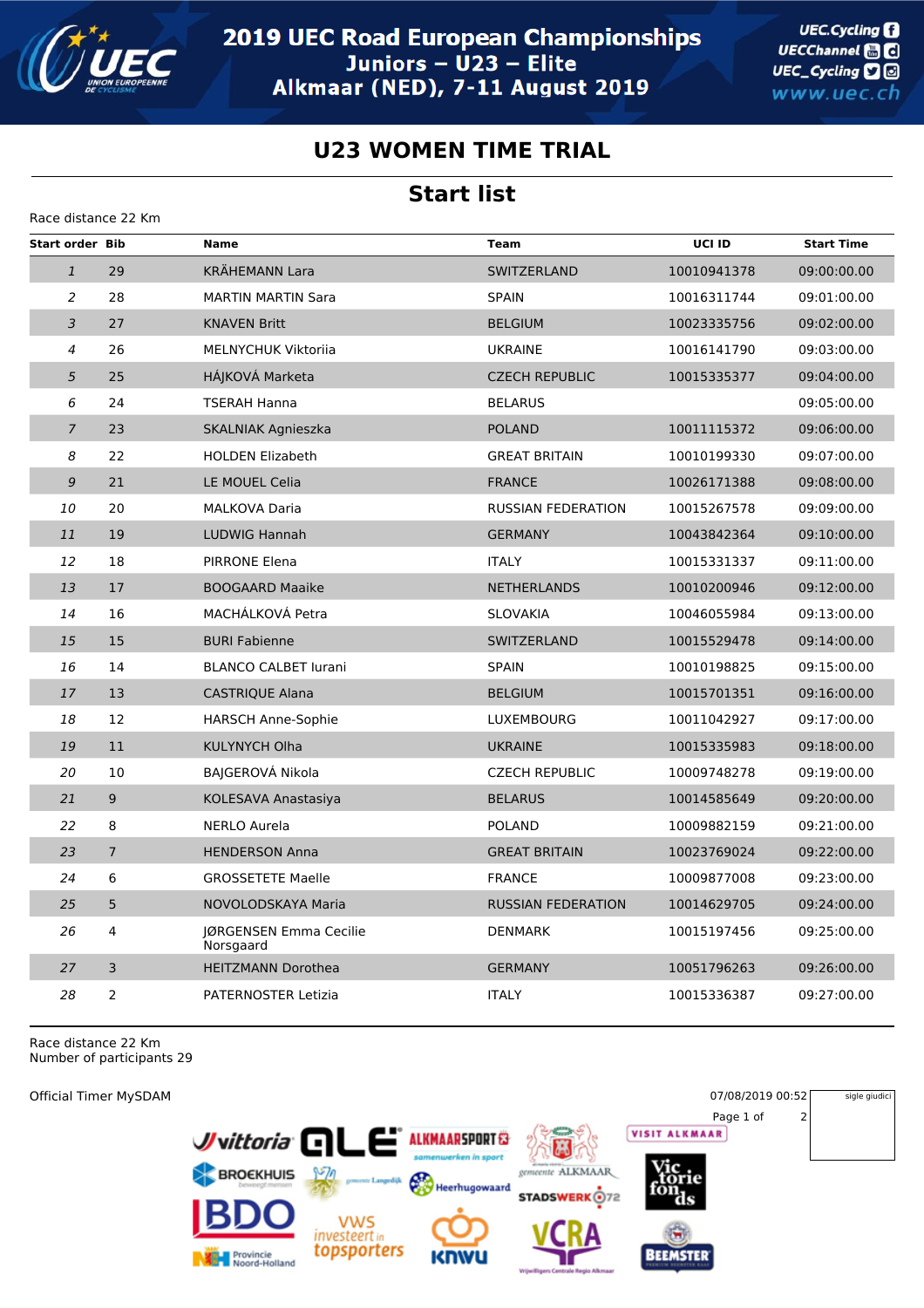# 2019 UEC Road European Championships
## Juniors – U23 – Elite
## Alkmaar (NED), 7-11 August 2019

UEC.Cycling
UECChannel
UEC_Cycling
www.uec.ch

## U23 WOMEN TIME TRIAL

## Start list

Race distance 22 Km

| Start order | Bib | Name | Team | UCI ID | Start Time |
|---|---|---|---|---|---|
| 1 | 29 | KRÄHEMANN Lara | SWITZERLAND | 10010941378 | 09:00:00.00 |
| 2 | 28 | MARTIN MARTIN Sara | SPAIN | 10016311744 | 09:01:00.00 |
| 3 | 27 | KNAVEN Britt | BELGIUM | 10023335756 | 09:02:00.00 |
| 4 | 26 | MELNYCHUK Viktoriia | UKRAINE | 10016141790 | 09:03:00.00 |
| 5 | 25 | HÁJKOVÁ Marketa | CZECH REPUBLIC | 10015335377 | 09:04:00.00 |
| 6 | 24 | TSERAH Hanna | BELARUS | | 09:05:00.00 |
| 7 | 23 | SKALNIAK Agnieszka | POLAND | 10011115372 | 09:06:00.00 |
| 8 | 22 | HOLDEN Elizabeth | GREAT BRITAIN | 10010199330 | 09:07:00.00 |
| 9 | 21 | LE MOUEL Celia | FRANCE | 10026171388 | 09:08:00.00 |
| 10 | 20 | MALKOVA Daria | RUSSIAN FEDERATION | 10015267578 | 09:09:00.00 |
| 11 | 19 | LUDWIG Hannah | GERMANY | 10043842364 | 09:10:00.00 |
| 12 | 18 | PIRRONE Elena | ITALY | 10015331337 | 09:11:00.00 |
| 13 | 17 | BOOGAARD Maaike | NETHERLANDS | 10010200946 | 09:12:00.00 |
| 14 | 16 | MACHÁLKOVÁ Petra | SLOVAKIA | 10046055984 | 09:13:00.00 |
| 15 | 15 | BURI Fabienne | SWITZERLAND | 10015529478 | 09:14:00.00 |
| 16 | 14 | BLANCO CALBET Iurani | SPAIN | 10010198825 | 09:15:00.00 |
| 17 | 13 | CASTRIQUE Alana | BELGIUM | 10015701351 | 09:16:00.00 |
| 18 | 12 | HARSCH Anne-Sophie | LUXEMBOURG | 10011042927 | 09:17:00.00 |
| 19 | 11 | KULYNYCH Olha | UKRAINE | 10015335983 | 09:18:00.00 |
| 20 | 10 | BAJGEROVÁ Nikola | CZECH REPUBLIC | 10009748278 | 09:19:00.00 |
| 21 | 9 | KOLESAVA Anastasiya | BELARUS | 10014585649 | 09:20:00.00 |
| 22 | 8 | NERLO Aurela | POLAND | 10009882159 | 09:21:00.00 |
| 23 | 7 | HENDERSON Anna | GREAT BRITAIN | 10023769024 | 09:22:00.00 |
| 24 | 6 | GROSSETETE Maelle | FRANCE | 10009877008 | 09:23:00.00 |
| 25 | 5 | NOVOLODSKAYA Maria | RUSSIAN FEDERATION | 10014629705 | 09:24:00.00 |
| 26 | 4 | JØRGENSEN Emma Cecilie Norsgaard | DENMARK | 10015197456 | 09:25:00.00 |
| 27 | 3 | HEITZMANN Dorothea | GERMANY | 10051796263 | 09:26:00.00 |
| 28 | 2 | PATERNOSTER Letizia | ITALY | 10015336387 | 09:27:00.00 |

Race distance 22 Km
Number of participants 29

Official Timer MySDAM

07/08/2019 00:52

sigle giudici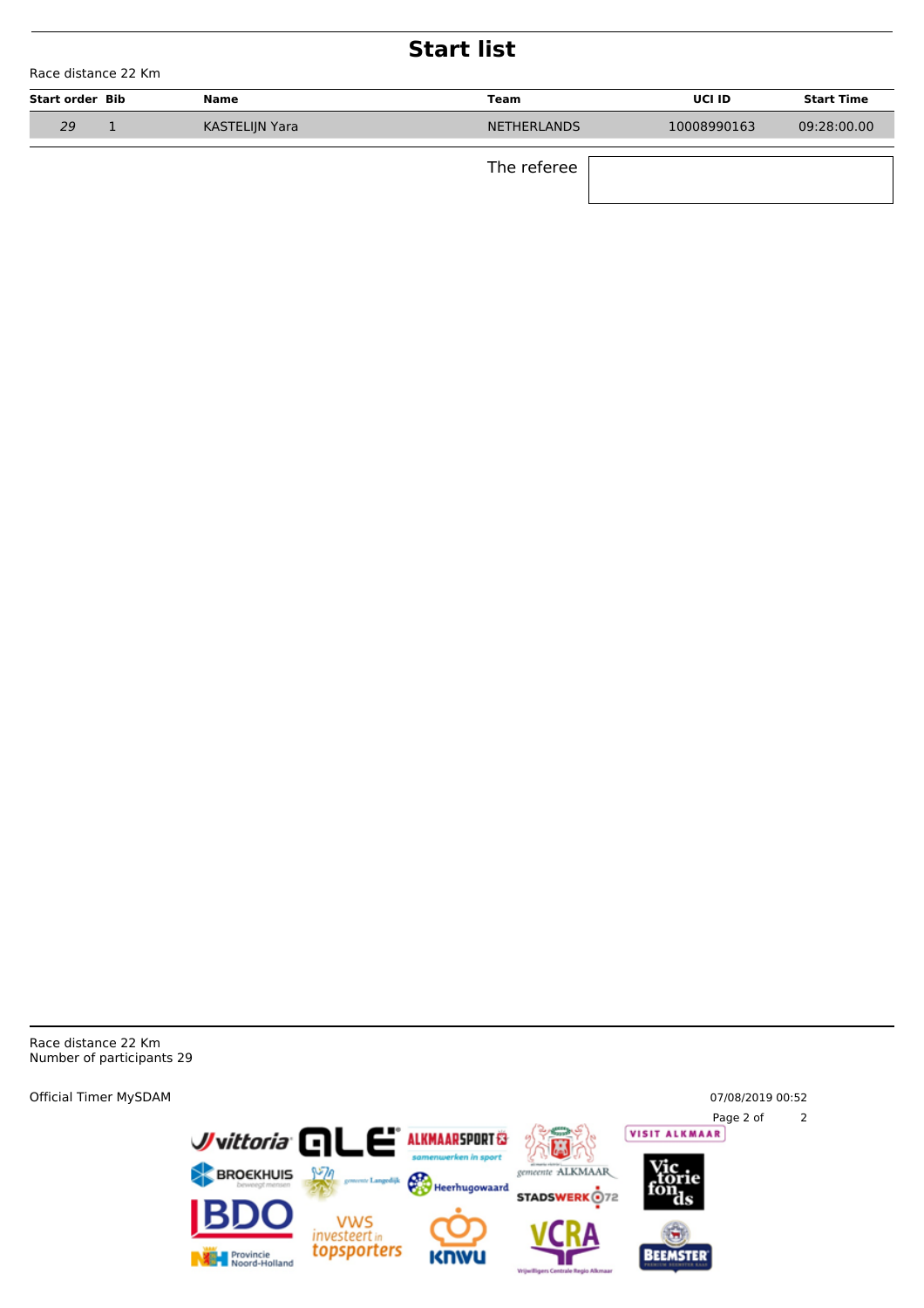# Start list

Race distance 22 Km

| Start order | Bib | Name | Team | UCI ID | Start Time |
|---|---|---|---|---|---|
| 29 | 1 | KASTELIJN Yara | NETHERLANDS | 10008990163 | 09:28:00.00 |

The referee

Race distance 22 Km
Number of participants 29

Official Timer MySDAM

07/08/2019 00:52